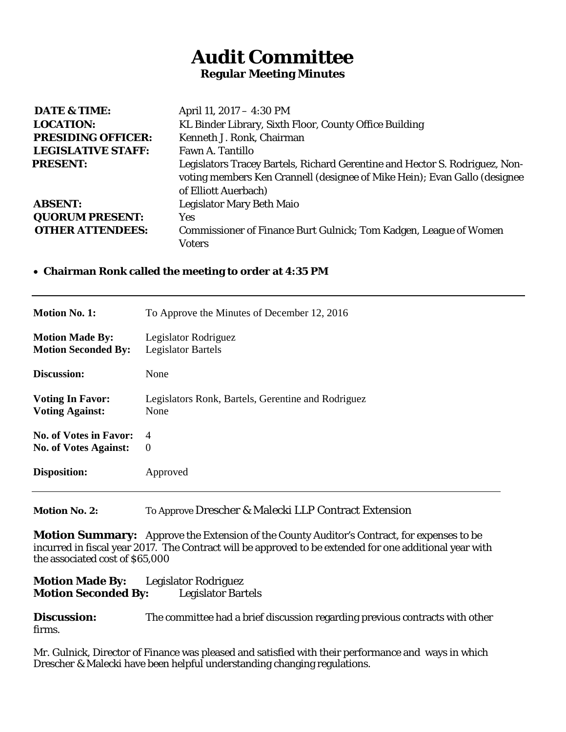# Audit Committee

## Regular Meeting Minutes

| | |
|---|---|
| **DATE & TIME:** | April 11, 2017 – 4:30 PM |
| **LOCATION:** | KL Binder Library, Sixth Floor, County Office Building |
| **PRESIDING OFFICER:** | Kenneth J. Ronk, Chairman |
| **LEGISLATIVE STAFF:** | Fawn A. Tantillo |
| **PRESENT:** | Legislators Tracey Bartels, Richard Gerentine and Hector S. Rodriguez, Non-voting members Ken Crannell (designee of Mike Hein); Evan Gallo (designee of Elliott Auerbach) |
| **ABSENT:** | Legislator Mary Beth Maio |
| **QUORUM PRESENT:** | Yes |
| **OTHER ATTENDEES:** | Commissioner of Finance Burt Gulnick; Tom Kadgen, League of Women Voters |

- **Chairman Ronk called the meeting to order at 4:35 PM**

---

| | |
|---|---|
| **Motion No. 1:** | To Approve the Minutes of December 12, 2016 |
| **Motion Made By:** | Legislator Rodriguez |
| **Motion Seconded By:** | Legislator Bartels |
| **Discussion:** | None |
| **Voting In Favor:** | Legislators Ronk, Bartels, Gerentine and Rodriguez |
| **Voting Against:** | None |
| **No. of Votes in Favor:** | 4 |
| **No. of Votes Against:** | 0 |
| **Disposition:** | Approved |

---

**Motion No. 2:** To Approve Drescher & Malecki LLP Contract Extension

**Motion Summary:** Approve the Extension of the County Auditor's Contract, for expenses to be incurred in fiscal year 2017. The Contract will be approved to be extended for one additional year with the associated cost of $65,000

**Motion Made By:** Legislator Rodriguez
**Motion Seconded By:** Legislator Bartels

**Discussion:** The committee had a brief discussion regarding previous contracts with other firms.

Mr. Gulnick, Director of Finance was pleased and satisfied with their performance and ways in which Drescher & Malecki have been helpful understanding changing regulations.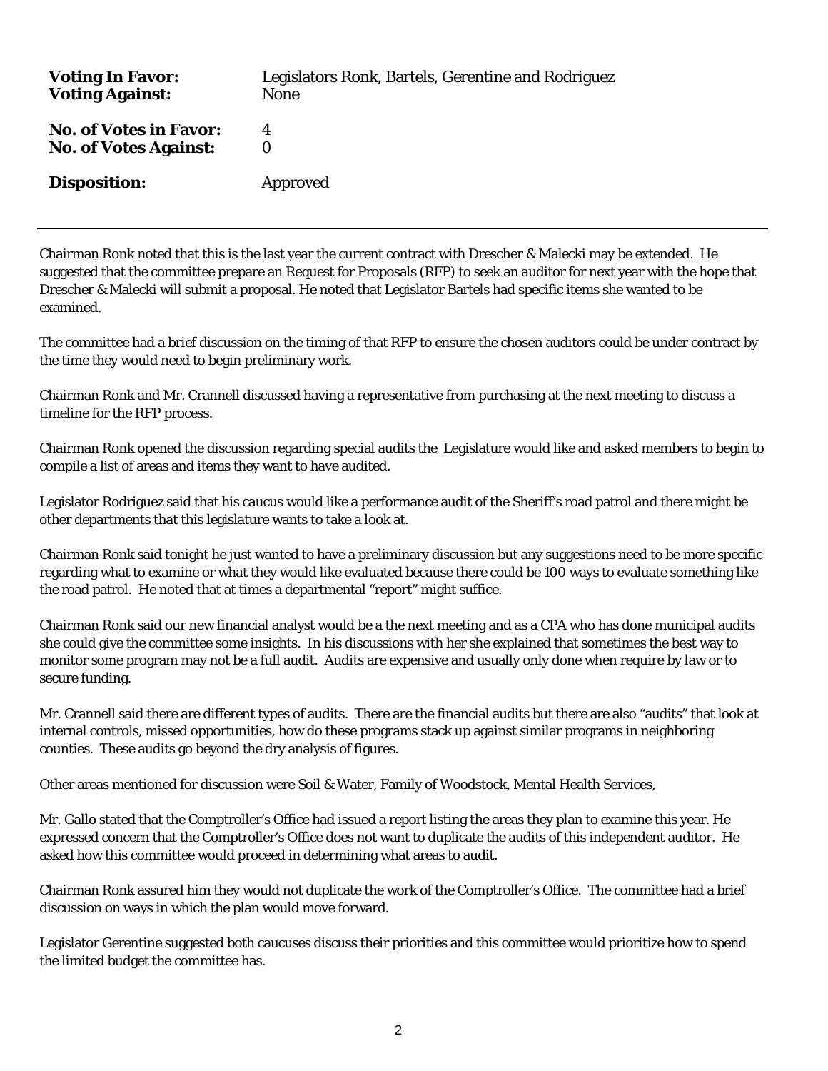| | |
|---|---|
| **Voting In Favor:** | Legislators Ronk, Bartels, Gerentine and Rodriguez |
| **Voting Against:** | None |
| **No. of Votes in Favor:** | 4 |
| **No. of Votes Against:** | 0 |
| **Disposition:** | Approved |

---

Chairman Ronk noted that this is the last year the current contract with Drescher & Malecki may be extended. He suggested that the committee prepare an Request for Proposals (RFP) to seek an auditor for next year with the hope that Drescher & Malecki will submit a proposal. He noted that Legislator Bartels had specific items she wanted to be examined.

The committee had a brief discussion on the timing of that RFP to ensure the chosen auditors could be under contract by the time they would need to begin preliminary work.

Chairman Ronk and Mr. Crannell discussed having a representative from purchasing at the next meeting to discuss a timeline for the RFP process.

Chairman Ronk opened the discussion regarding special audits the Legislature would like and asked members to begin to compile a list of areas and items they want to have audited.

Legislator Rodriguez said that his caucus would like a performance audit of the Sheriff's road patrol and there might be other departments that this legislature wants to take a look at.

Chairman Ronk said tonight he just wanted to have a preliminary discussion but any suggestions need to be more specific regarding what to examine or what they would like evaluated because there could be 100 ways to evaluate something like the road patrol. He noted that at times a departmental "report" might suffice.

Chairman Ronk said our new financial analyst would be a the next meeting and as a CPA who has done municipal audits she could give the committee some insights. In his discussions with her she explained that sometimes the best way to monitor some program may not be a full audit. Audits are expensive and usually only done when require by law or to secure funding.

Mr. Crannell said there are different types of audits. There are the financial audits but there are also "audits" that look at internal controls, missed opportunities, how do these programs stack up against similar programs in neighboring counties. These audits go beyond the dry analysis of figures.

Other areas mentioned for discussion were Soil & Water, Family of Woodstock, Mental Health Services,

Mr. Gallo stated that the Comptroller's Office had issued a report listing the areas they plan to examine this year. He expressed concern that the Comptroller's Office does not want to duplicate the audits of this independent auditor. He asked how this committee would proceed in determining what areas to audit.

Chairman Ronk assured him they would not duplicate the work of the Comptroller's Office. The committee had a brief discussion on ways in which the plan would move forward.

Legislator Gerentine suggested both caucuses discuss their priorities and this committee would prioritize how to spend the limited budget the committee has.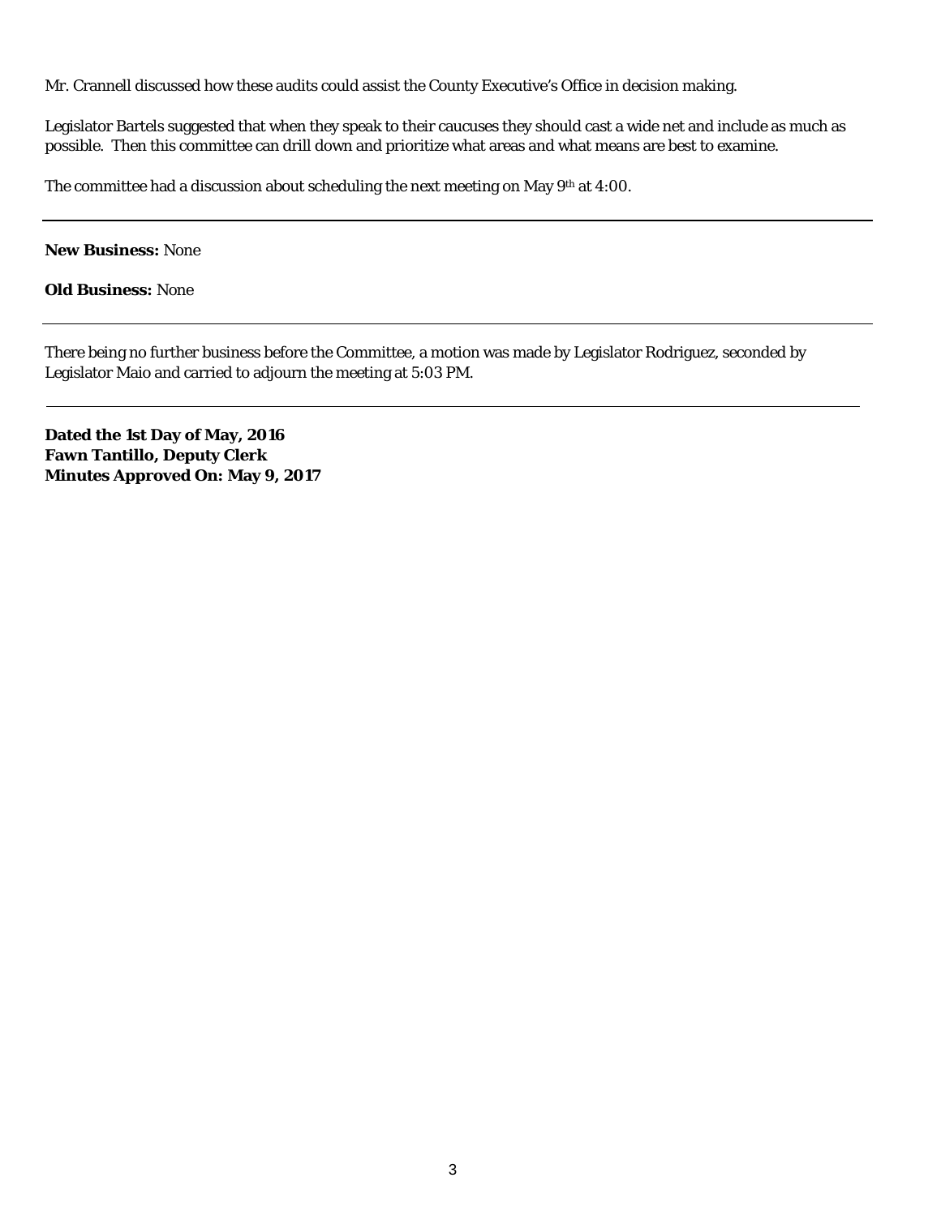Mr. Crannell discussed how these audits could assist the County Executive's Office in decision making.

Legislator Bartels suggested that when they speak to their caucuses they should cast a wide net and include as much as possible. Then this committee can drill down and prioritize what areas and what means are best to examine.

The committee had a discussion about scheduling the next meeting on May 9th at 4:00.

---

**New Business:** None

**Old Business:** None

---

There being no further business before the Committee, a motion was made by Legislator Rodriguez, seconded by Legislator Maio and carried to adjourn the meeting at 5:03 PM.

---

**Dated the 1st Day of May, 2016**
**Fawn Tantillo, Deputy Clerk**
**Minutes Approved On: May 9, 2017**